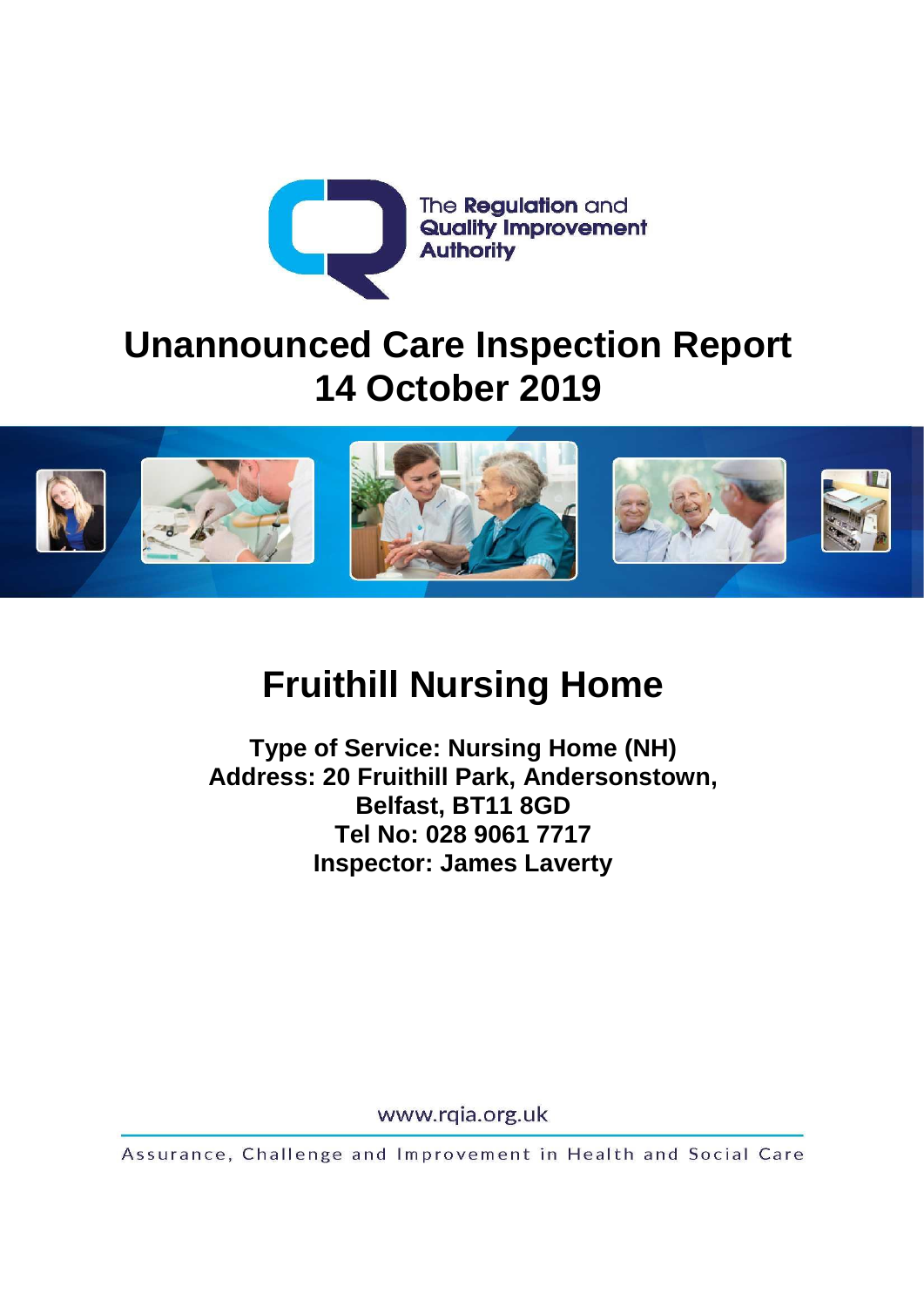The Regulation and Quality Improvement Authority

# Unannounced Care Inspection Report
# 14 October 2019

## Fruithill Nursing Home

**Type of Service: Nursing Home (NH)**
**Address: 20 Fruithill Park, Andersonstown, Belfast, BT11 8GD**
**Tel No: 028 9061 7717**
**Inspector: James Laverty**

www.rqia.org.uk

Assurance, Challenge and Improvement in Health and Social Care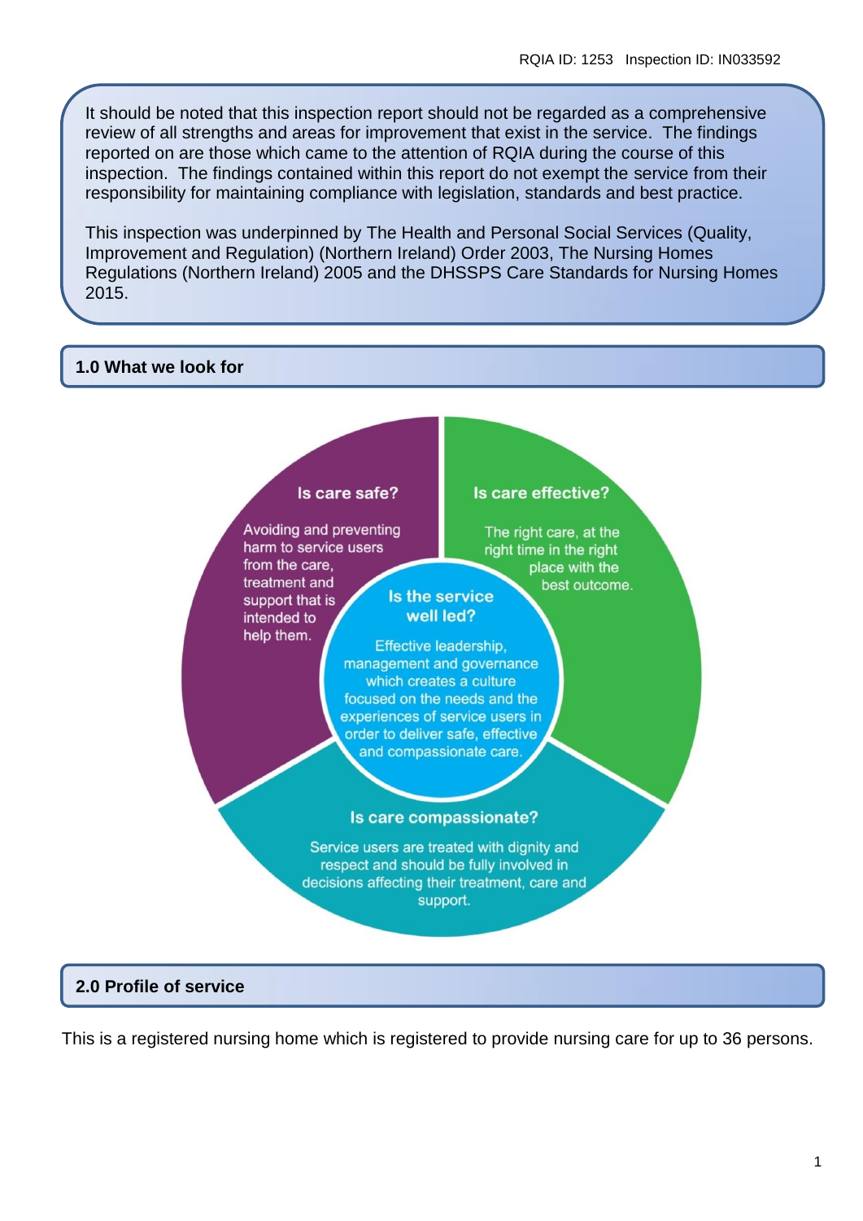It should be noted that this inspection report should not be regarded as a comprehensive review of all strengths and areas for improvement that exist in the service. The findings reported on are those which came to the attention of RQIA during the course of this inspection. The findings contained within this report do not exempt the service from their responsibility for maintaining compliance with legislation, standards and best practice.

This inspection was underpinned by The Health and Personal Social Services (Quality, Improvement and Regulation) (Northern Ireland) Order 2003, The Nursing Homes Regulations (Northern Ireland) 2005 and the DHSSPS Care Standards for Nursing Homes 2015.

## 1.0 What we look for

**Is care safe?**

Avoiding and preventing harm to service users from the care, treatment and support that is intended to help them.

**Is care effective?**

The right care, at the right time in the right place with the best outcome.

**Is the service well led?**

Effective leadership, management and governance which creates a culture focused on the needs and the experiences of service users in order to deliver safe, effective and compassionate care.

**Is care compassionate?**

Service users are treated with dignity and respect and should be fully involved in decisions affecting their treatment, care and support.

## 2.0 Profile of service

This is a registered nursing home which is registered to provide nursing care for up to 36 persons.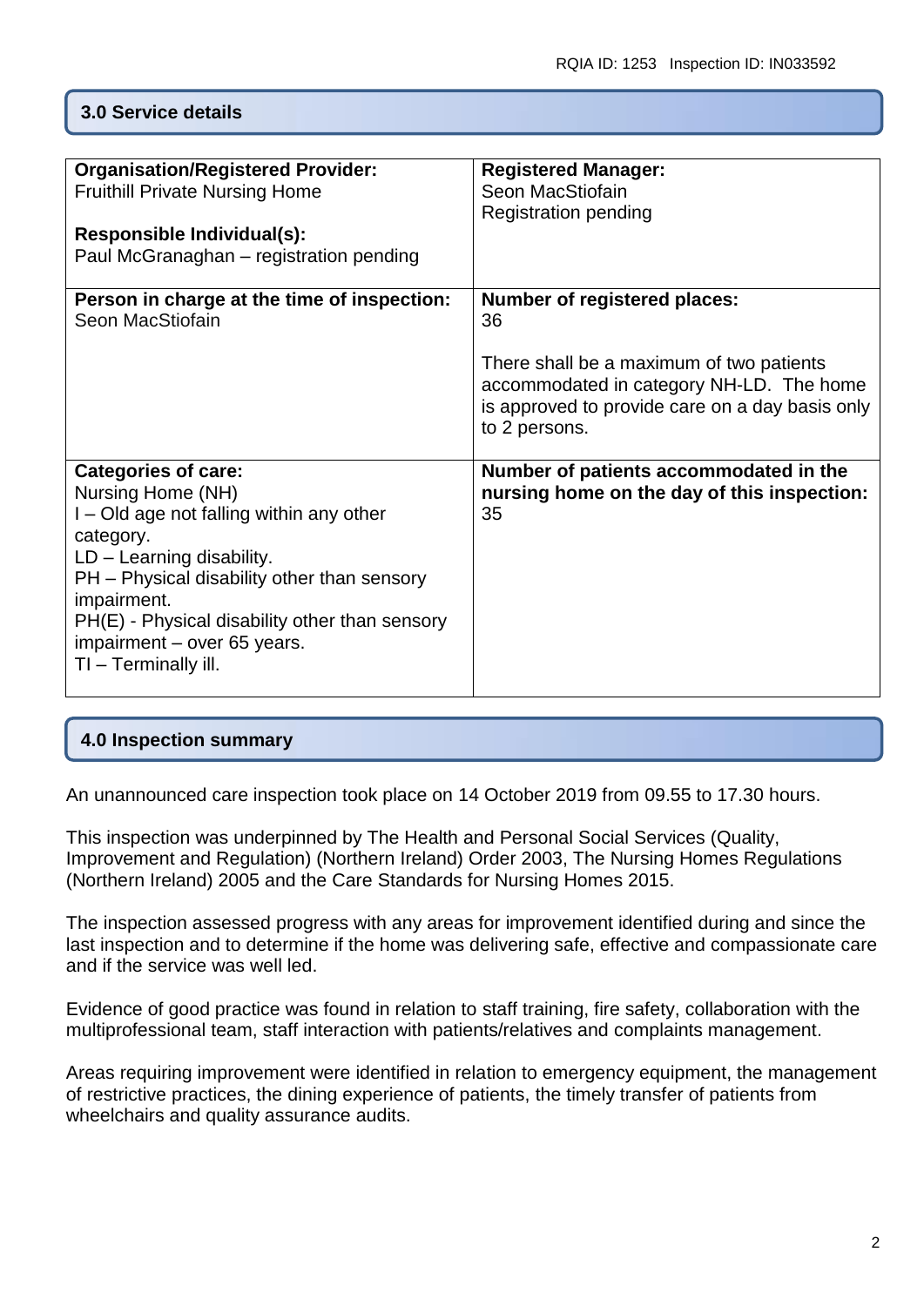## 3.0 Service details

| **Organisation/Registered Provider:**<br>Fruithill Private Nursing Home<br><br>**Responsible Individual(s):**<br>Paul McGranaghan – registration pending | **Registered Manager:**<br>Seon MacStiofain<br>Registration pending |
|---|---|
| **Person in charge at the time of inspection:**<br>Seon MacStiofain | **Number of registered places:**<br>36<br><br>There shall be a maximum of two patients accommodated in category NH-LD. The home is approved to provide care on a day basis only to 2 persons. |
| **Categories of care:**<br>Nursing Home (NH)<br>I – Old age not falling within any other category.<br>LD – Learning disability.<br>PH – Physical disability other than sensory impairment.<br>PH(E) - Physical disability other than sensory impairment – over 65 years.<br>TI – Terminally ill. | **Number of patients accommodated in the nursing home on the day of this inspection:**<br>35 |

## 4.0 Inspection summary

An unannounced care inspection took place on 14 October 2019 from 09.55 to 17.30 hours.

This inspection was underpinned by The Health and Personal Social Services (Quality, Improvement and Regulation) (Northern Ireland) Order 2003, The Nursing Homes Regulations (Northern Ireland) 2005 and the Care Standards for Nursing Homes 2015.

The inspection assessed progress with any areas for improvement identified during and since the last inspection and to determine if the home was delivering safe, effective and compassionate care and if the service was well led.

Evidence of good practice was found in relation to staff training, fire safety, collaboration with the multiprofessional team, staff interaction with patients/relatives and complaints management.

Areas requiring improvement were identified in relation to emergency equipment, the management of restrictive practices, the dining experience of patients, the timely transfer of patients from wheelchairs and quality assurance audits.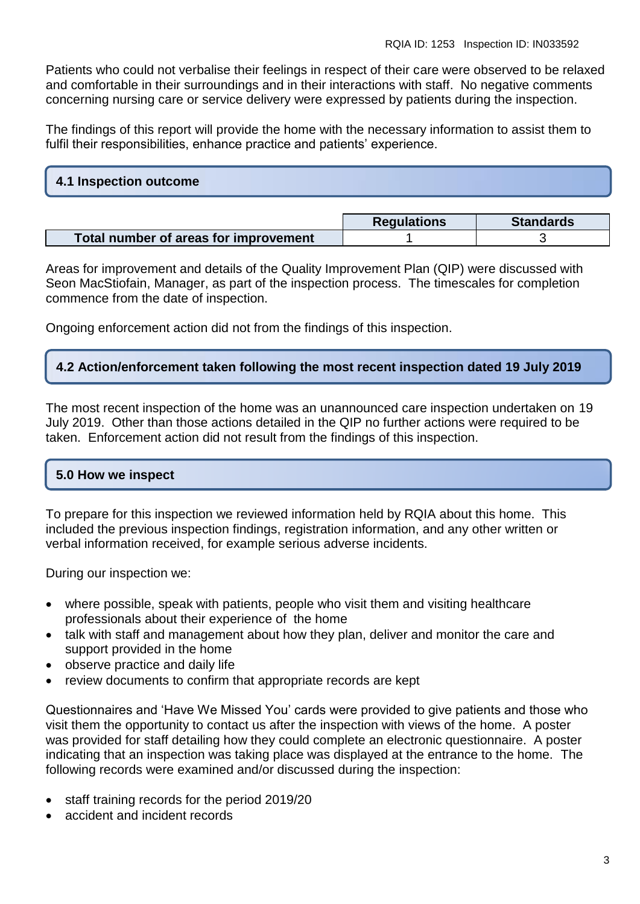Patients who could not verbalise their feelings in respect of their care were observed to be relaxed and comfortable in their surroundings and in their interactions with staff. No negative comments concerning nursing care or service delivery were expressed by patients during the inspection.

The findings of this report will provide the home with the necessary information to assist them to fulfil their responsibilities, enhance practice and patients' experience.

## 4.1 Inspection outcome

| | Regulations | Standards |
|---|---|---|
| **Total number of areas for improvement** | 1 | 3 |

Areas for improvement and details of the Quality Improvement Plan (QIP) were discussed with Seon MacStiofain, Manager, as part of the inspection process. The timescales for completion commence from the date of inspection.

Ongoing enforcement action did not from the findings of this inspection.

## 4.2 Action/enforcement taken following the most recent inspection dated 19 July 2019

The most recent inspection of the home was an unannounced care inspection undertaken on 19 July 2019. Other than those actions detailed in the QIP no further actions were required to be taken. Enforcement action did not result from the findings of this inspection.

## 5.0 How we inspect

To prepare for this inspection we reviewed information held by RQIA about this home. This included the previous inspection findings, registration information, and any other written or verbal information received, for example serious adverse incidents.

During our inspection we:

- where possible, speak with patients, people who visit them and visiting healthcare professionals about their experience of the home
- talk with staff and management about how they plan, deliver and monitor the care and support provided in the home
- observe practice and daily life
- review documents to confirm that appropriate records are kept

Questionnaires and 'Have We Missed You' cards were provided to give patients and those who visit them the opportunity to contact us after the inspection with views of the home. A poster was provided for staff detailing how they could complete an electronic questionnaire. A poster indicating that an inspection was taking place was displayed at the entrance to the home. The following records were examined and/or discussed during the inspection:

- staff training records for the period 2019/20
- accident and incident records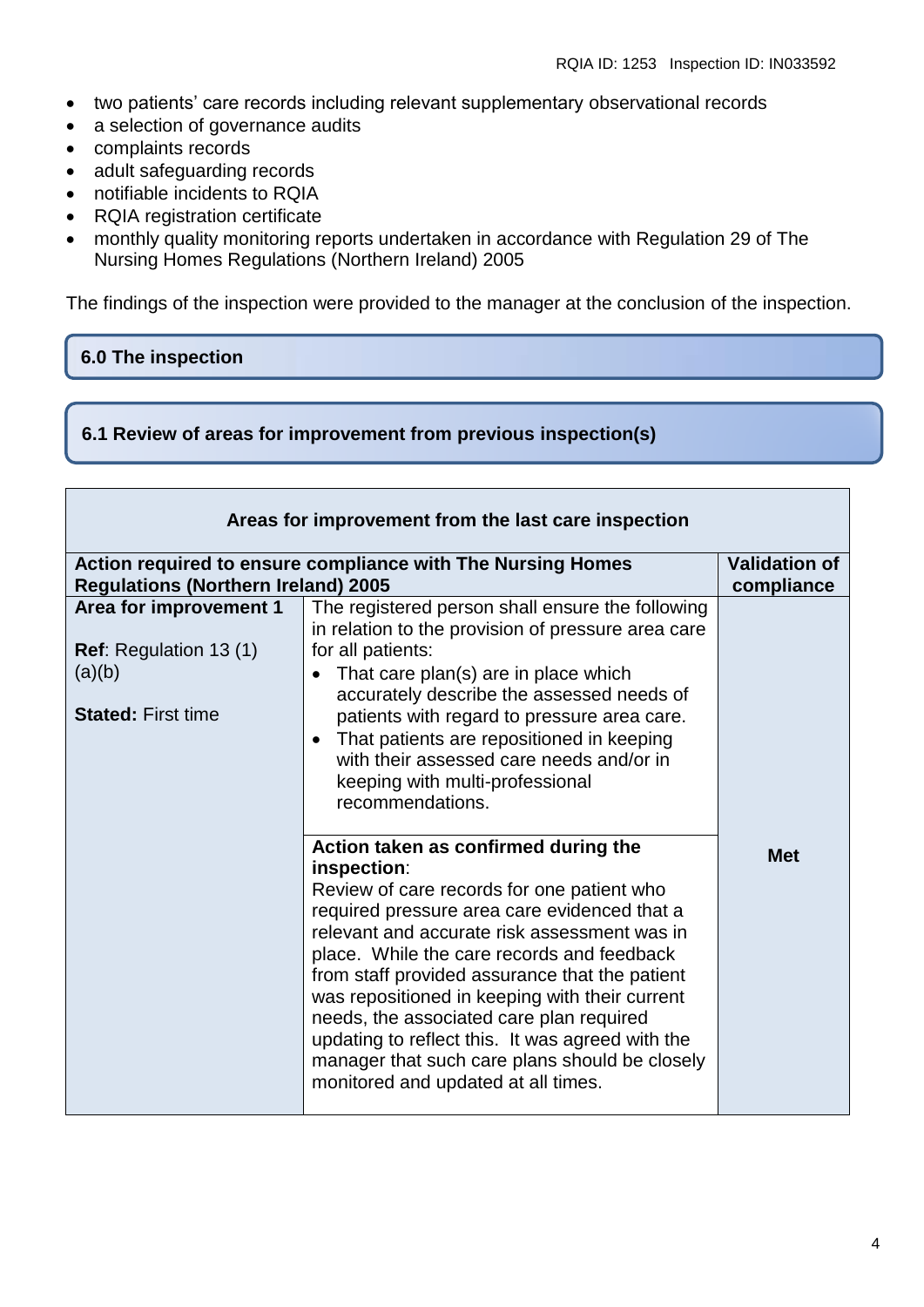- two patients' care records including relevant supplementary observational records
- a selection of governance audits
- complaints records
- adult safeguarding records
- notifiable incidents to RQIA
- RQIA registration certificate
- monthly quality monitoring reports undertaken in accordance with Regulation 29 of The Nursing Homes Regulations (Northern Ireland) 2005

The findings of the inspection were provided to the manager at the conclusion of the inspection.

## 6.0 The inspection

### 6.1 Review of areas for improvement from previous inspection(s)

| **Areas for improvement from the last care inspection** | | |
|---|---|---|
| **Action required to ensure compliance with The Nursing Homes Regulations (Northern Ireland) 2005** | | **Validation of compliance** |
| **Area for improvement 1**<br><br>**Ref**: Regulation 13 (1) (a)(b)<br><br>**Stated:** First time | The registered person shall ensure the following in relation to the provision of pressure area care for all patients:<br>• That care plan(s) are in place which accurately describe the assessed needs of patients with regard to pressure area care.<br>• That patients are repositioned in keeping with their assessed care needs and/or in keeping with multi-professional recommendations. | **Met** |
| | **Action taken as confirmed during the inspection**:<br>Review of care records for one patient who required pressure area care evidenced that a relevant and accurate risk assessment was in place. While the care records and feedback from staff provided assurance that the patient was repositioned in keeping with their current needs, the associated care plan required updating to reflect this. It was agreed with the manager that such care plans should be closely monitored and updated at all times. | |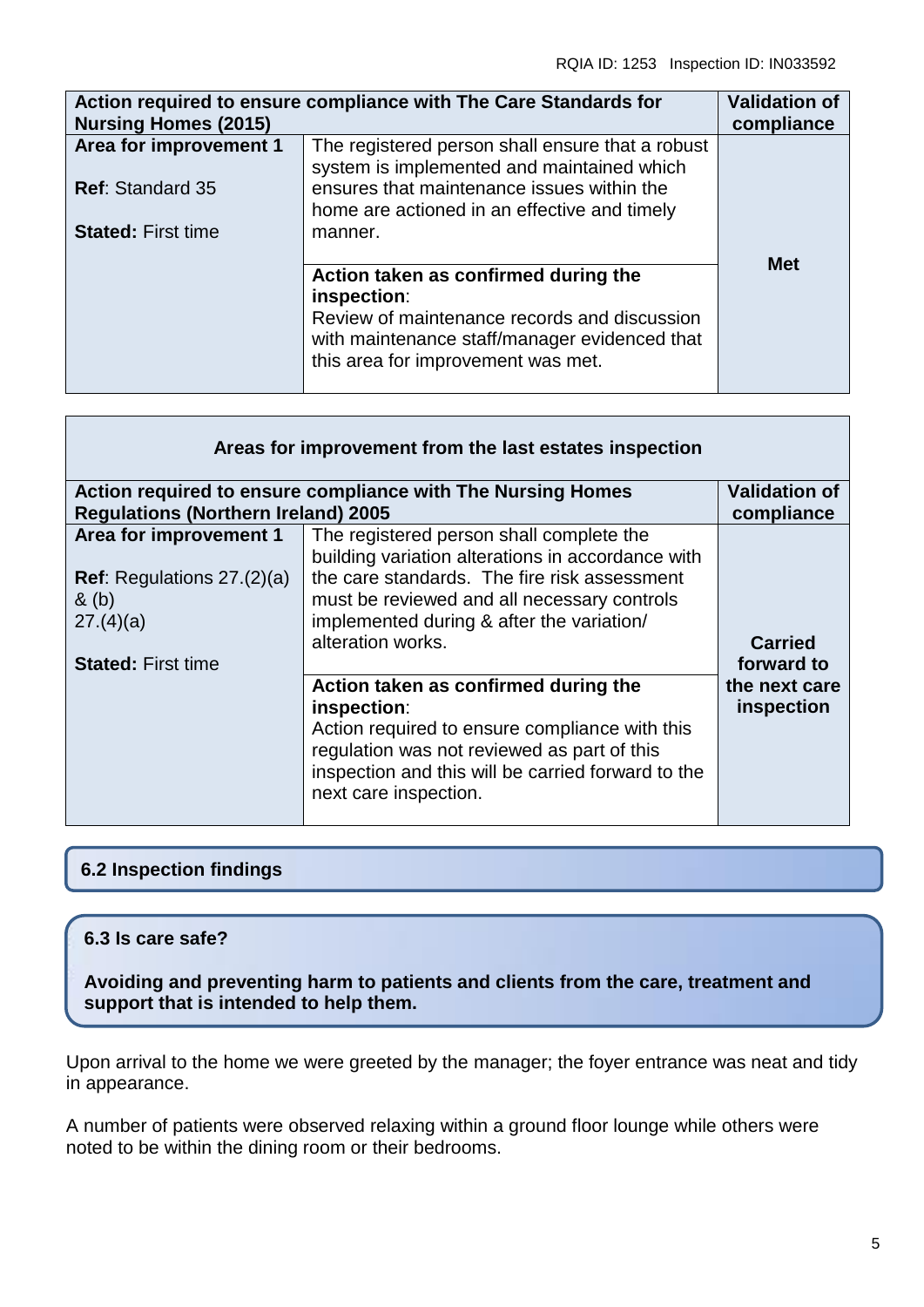| Action required to ensure compliance with The Care Standards for Nursing Homes (2015) | | Validation of compliance |
|---|---|---|
| **Area for improvement 1**<br><br>**Ref**: Standard 35<br><br>**Stated:** First time | The registered person shall ensure that a robust system is implemented and maintained which ensures that maintenance issues within the home are actioned in an effective and timely manner. | **Met** |
| | **Action taken as confirmed during the inspection**:<br>Review of maintenance records and discussion with maintenance staff/manager evidenced that this area for improvement was met. | |

| Areas for improvement from the last estates inspection | | |
|---|---|---|
| **Action required to ensure compliance with The Nursing Homes Regulations (Northern Ireland) 2005** | | **Validation of compliance** |
| **Area for improvement 1**<br><br>**Ref**: Regulations 27.(2)(a) & (b)<br>27.(4)(a)<br><br>**Stated:** First time | The registered person shall complete the building variation alterations in accordance with the care standards. The fire risk assessment must be reviewed and all necessary controls implemented during & after the variation/ alteration works. | **Carried forward to the next care inspection** |
| | **Action taken as confirmed during the inspection**:<br>Action required to ensure compliance with this regulation was not reviewed as part of this inspection and this will be carried forward to the next care inspection. | |

## 6.2 Inspection findings

### 6.3 Is care safe?

**Avoiding and preventing harm to patients and clients from the care, treatment and support that is intended to help them.**

Upon arrival to the home we were greeted by the manager; the foyer entrance was neat and tidy in appearance.

A number of patients were observed relaxing within a ground floor lounge while others were noted to be within the dining room or their bedrooms.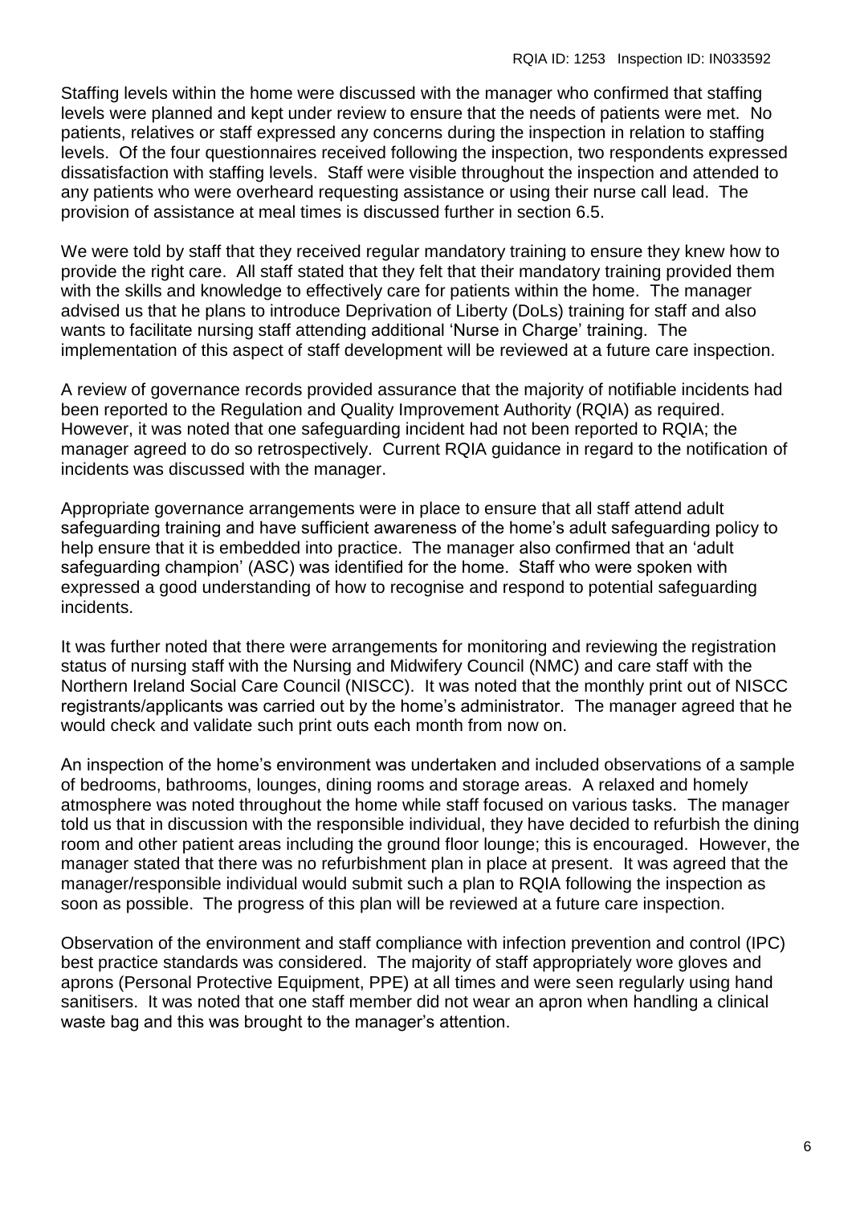Staffing levels within the home were discussed with the manager who confirmed that staffing levels were planned and kept under review to ensure that the needs of patients were met. No patients, relatives or staff expressed any concerns during the inspection in relation to staffing levels. Of the four questionnaires received following the inspection, two respondents expressed dissatisfaction with staffing levels. Staff were visible throughout the inspection and attended to any patients who were overheard requesting assistance or using their nurse call lead. The provision of assistance at meal times is discussed further in section 6.5.

We were told by staff that they received regular mandatory training to ensure they knew how to provide the right care. All staff stated that they felt that their mandatory training provided them with the skills and knowledge to effectively care for patients within the home. The manager advised us that he plans to introduce Deprivation of Liberty (DoLs) training for staff and also wants to facilitate nursing staff attending additional 'Nurse in Charge' training. The implementation of this aspect of staff development will be reviewed at a future care inspection.

A review of governance records provided assurance that the majority of notifiable incidents had been reported to the Regulation and Quality Improvement Authority (RQIA) as required. However, it was noted that one safeguarding incident had not been reported to RQIA; the manager agreed to do so retrospectively. Current RQIA guidance in regard to the notification of incidents was discussed with the manager.

Appropriate governance arrangements were in place to ensure that all staff attend adult safeguarding training and have sufficient awareness of the home's adult safeguarding policy to help ensure that it is embedded into practice. The manager also confirmed that an 'adult safeguarding champion' (ASC) was identified for the home. Staff who were spoken with expressed a good understanding of how to recognise and respond to potential safeguarding incidents.

It was further noted that there were arrangements for monitoring and reviewing the registration status of nursing staff with the Nursing and Midwifery Council (NMC) and care staff with the Northern Ireland Social Care Council (NISCC). It was noted that the monthly print out of NISCC registrants/applicants was carried out by the home's administrator. The manager agreed that he would check and validate such print outs each month from now on.

An inspection of the home's environment was undertaken and included observations of a sample of bedrooms, bathrooms, lounges, dining rooms and storage areas. A relaxed and homely atmosphere was noted throughout the home while staff focused on various tasks. The manager told us that in discussion with the responsible individual, they have decided to refurbish the dining room and other patient areas including the ground floor lounge; this is encouraged. However, the manager stated that there was no refurbishment plan in place at present. It was agreed that the manager/responsible individual would submit such a plan to RQIA following the inspection as soon as possible. The progress of this plan will be reviewed at a future care inspection.

Observation of the environment and staff compliance with infection prevention and control (IPC) best practice standards was considered. The majority of staff appropriately wore gloves and aprons (Personal Protective Equipment, PPE) at all times and were seen regularly using hand sanitisers. It was noted that one staff member did not wear an apron when handling a clinical waste bag and this was brought to the manager's attention.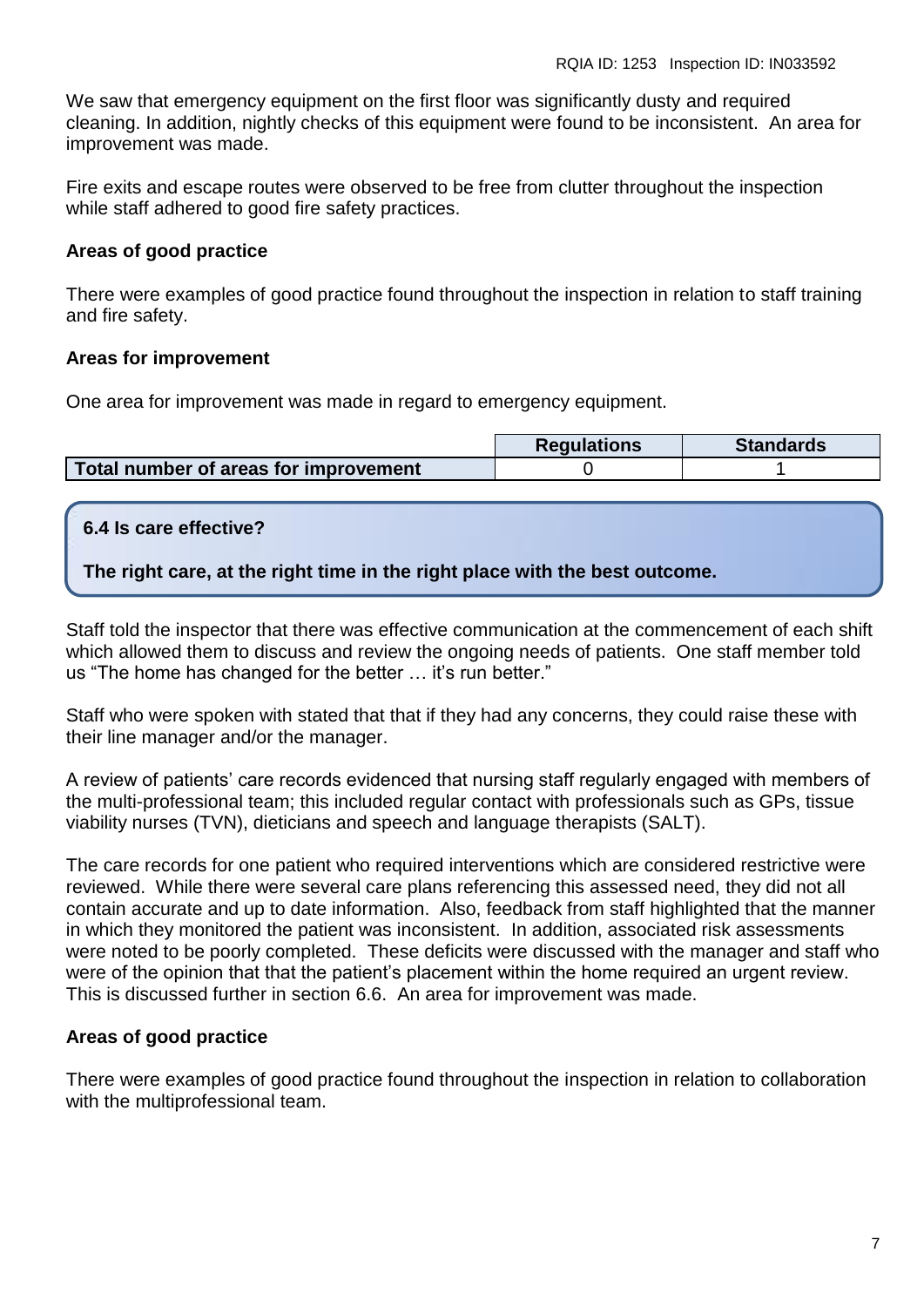We saw that emergency equipment on the first floor was significantly dusty and required cleaning. In addition, nightly checks of this equipment were found to be inconsistent. An area for improvement was made.

Fire exits and escape routes were observed to be free from clutter throughout the inspection while staff adhered to good fire safety practices.

**Areas of good practice**

There were examples of good practice found throughout the inspection in relation to staff training and fire safety.

**Areas for improvement**

One area for improvement was made in regard to emergency equipment.

| | Regulations | Standards |
|---|---|---|
| **Total number of areas for improvement** | 0 | 1 |

### 6.4 Is care effective?

**The right care, at the right time in the right place with the best outcome.**

Staff told the inspector that there was effective communication at the commencement of each shift which allowed them to discuss and review the ongoing needs of patients. One staff member told us "The home has changed for the better … it's run better."

Staff who were spoken with stated that that if they had any concerns, they could raise these with their line manager and/or the manager.

A review of patients' care records evidenced that nursing staff regularly engaged with members of the multi-professional team; this included regular contact with professionals such as GPs, tissue viability nurses (TVN), dieticians and speech and language therapists (SALT).

The care records for one patient who required interventions which are considered restrictive were reviewed. While there were several care plans referencing this assessed need, they did not all contain accurate and up to date information. Also, feedback from staff highlighted that the manner in which they monitored the patient was inconsistent. In addition, associated risk assessments were noted to be poorly completed. These deficits were discussed with the manager and staff who were of the opinion that that the patient's placement within the home required an urgent review. This is discussed further in section 6.6. An area for improvement was made.

**Areas of good practice**

There were examples of good practice found throughout the inspection in relation to collaboration with the multiprofessional team.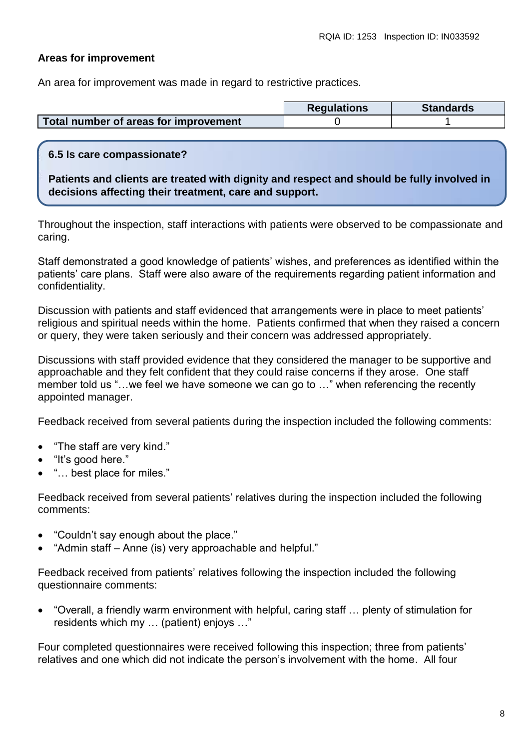**Areas for improvement**

An area for improvement was made in regard to restrictive practices.

| | Regulations | Standards |
|---|---|---|
| **Total number of areas for improvement** | 0 | 1 |

**6.5 Is care compassionate?**

**Patients and clients are treated with dignity and respect and should be fully involved in decisions affecting their treatment, care and support.**

Throughout the inspection, staff interactions with patients were observed to be compassionate and caring.

Staff demonstrated a good knowledge of patients' wishes, and preferences as identified within the patients' care plans. Staff were also aware of the requirements regarding patient information and confidentiality.

Discussion with patients and staff evidenced that arrangements were in place to meet patients' religious and spiritual needs within the home. Patients confirmed that when they raised a concern or query, they were taken seriously and their concern was addressed appropriately.

Discussions with staff provided evidence that they considered the manager to be supportive and approachable and they felt confident that they could raise concerns if they arose. One staff member told us "…we feel we have someone we can go to …" when referencing the recently appointed manager.

Feedback received from several patients during the inspection included the following comments:

- "The staff are very kind."
- "It's good here."
- "… best place for miles."

Feedback received from several patients' relatives during the inspection included the following comments:

- "Couldn't say enough about the place."
- "Admin staff – Anne (is) very approachable and helpful."

Feedback received from patients' relatives following the inspection included the following questionnaire comments:

- "Overall, a friendly warm environment with helpful, caring staff … plenty of stimulation for residents which my … (patient) enjoys …"

Four completed questionnaires were received following this inspection; three from patients' relatives and one which did not indicate the person's involvement with the home. All four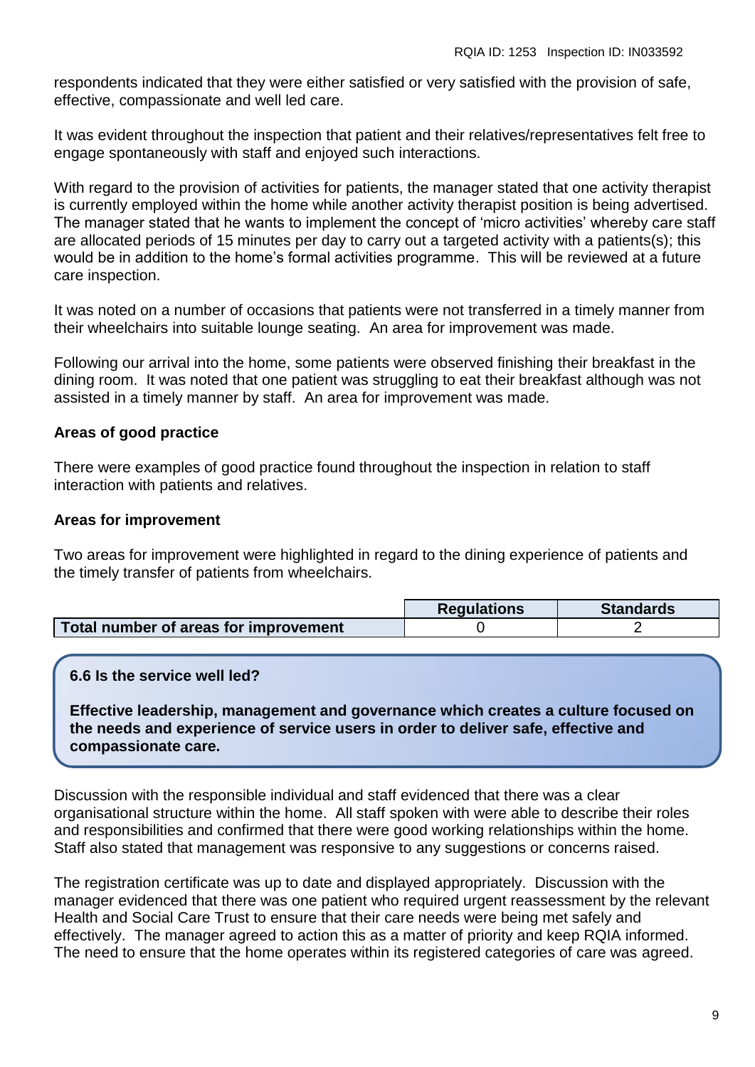respondents indicated that they were either satisfied or very satisfied with the provision of safe, effective, compassionate and well led care.

It was evident throughout the inspection that patient and their relatives/representatives felt free to engage spontaneously with staff and enjoyed such interactions.

With regard to the provision of activities for patients, the manager stated that one activity therapist is currently employed within the home while another activity therapist position is being advertised. The manager stated that he wants to implement the concept of 'micro activities' whereby care staff are allocated periods of 15 minutes per day to carry out a targeted activity with a patients(s); this would be in addition to the home's formal activities programme. This will be reviewed at a future care inspection.

It was noted on a number of occasions that patients were not transferred in a timely manner from their wheelchairs into suitable lounge seating. An area for improvement was made.

Following our arrival into the home, some patients were observed finishing their breakfast in the dining room. It was noted that one patient was struggling to eat their breakfast although was not assisted in a timely manner by staff. An area for improvement was made.

**Areas of good practice**

There were examples of good practice found throughout the inspection in relation to staff interaction with patients and relatives.

**Areas for improvement**

Two areas for improvement were highlighted in regard to the dining experience of patients and the timely transfer of patients from wheelchairs.

| | Regulations | Standards |
|---|---|---|
| **Total number of areas for improvement** | 0 | 2 |

**6.6 Is the service well led?**

**Effective leadership, management and governance which creates a culture focused on the needs and experience of service users in order to deliver safe, effective and compassionate care.**

Discussion with the responsible individual and staff evidenced that there was a clear organisational structure within the home. All staff spoken with were able to describe their roles and responsibilities and confirmed that there were good working relationships within the home. Staff also stated that management was responsive to any suggestions or concerns raised.

The registration certificate was up to date and displayed appropriately. Discussion with the manager evidenced that there was one patient who required urgent reassessment by the relevant Health and Social Care Trust to ensure that their care needs were being met safely and effectively. The manager agreed to action this as a matter of priority and keep RQIA informed. The need to ensure that the home operates within its registered categories of care was agreed.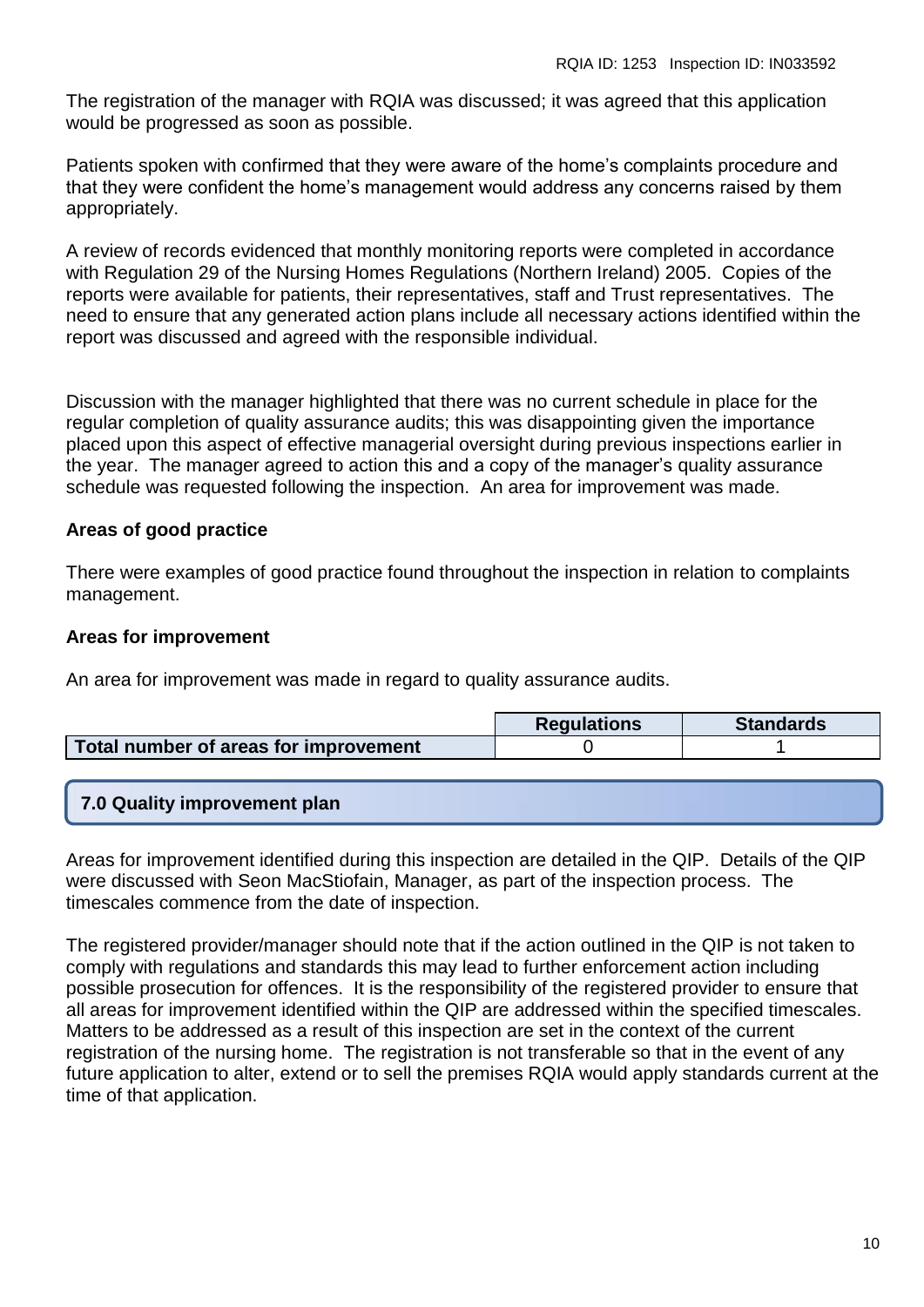The registration of the manager with RQIA was discussed; it was agreed that this application would be progressed as soon as possible.

Patients spoken with confirmed that they were aware of the home's complaints procedure and that they were confident the home's management would address any concerns raised by them appropriately.

A review of records evidenced that monthly monitoring reports were completed in accordance with Regulation 29 of the Nursing Homes Regulations (Northern Ireland) 2005. Copies of the reports were available for patients, their representatives, staff and Trust representatives. The need to ensure that any generated action plans include all necessary actions identified within the report was discussed and agreed with the responsible individual.

Discussion with the manager highlighted that there was no current schedule in place for the regular completion of quality assurance audits; this was disappointing given the importance placed upon this aspect of effective managerial oversight during previous inspections earlier in the year. The manager agreed to action this and a copy of the manager's quality assurance schedule was requested following the inspection. An area for improvement was made.

**Areas of good practice**

There were examples of good practice found throughout the inspection in relation to complaints management.

**Areas for improvement**

An area for improvement was made in regard to quality assurance audits.

| | Regulations | Standards |
|---|---|---|
| **Total number of areas for improvement** | 0 | 1 |

## 7.0 Quality improvement plan

Areas for improvement identified during this inspection are detailed in the QIP. Details of the QIP were discussed with Seon MacStiofain, Manager, as part of the inspection process. The timescales commence from the date of inspection.

The registered provider/manager should note that if the action outlined in the QIP is not taken to comply with regulations and standards this may lead to further enforcement action including possible prosecution for offences. It is the responsibility of the registered provider to ensure that all areas for improvement identified within the QIP are addressed within the specified timescales. Matters to be addressed as a result of this inspection are set in the context of the current registration of the nursing home. The registration is not transferable so that in the event of any future application to alter, extend or to sell the premises RQIA would apply standards current at the time of that application.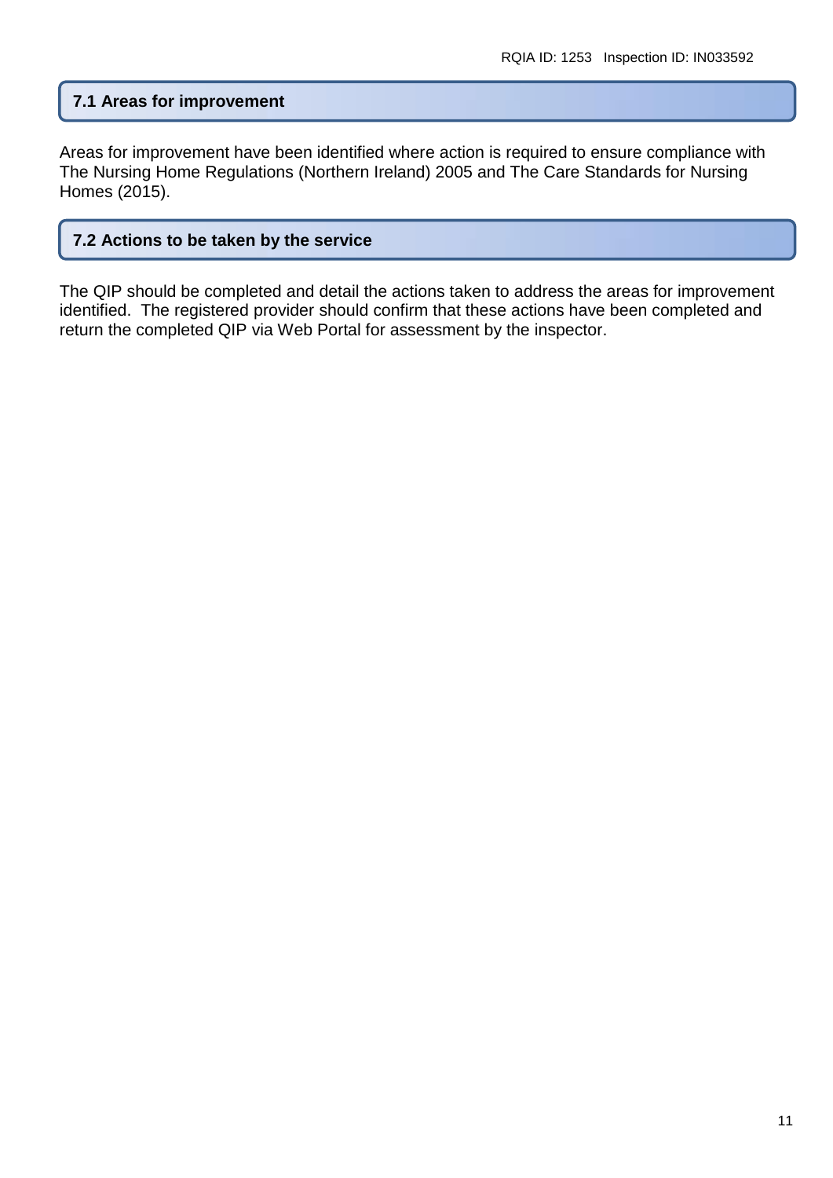## 7.1 Areas for improvement

Areas for improvement have been identified where action is required to ensure compliance with The Nursing Home Regulations (Northern Ireland) 2005 and The Care Standards for Nursing Homes (2015).

## 7.2 Actions to be taken by the service

The QIP should be completed and detail the actions taken to address the areas for improvement identified. The registered provider should confirm that these actions have been completed and return the completed QIP via Web Portal for assessment by the inspector.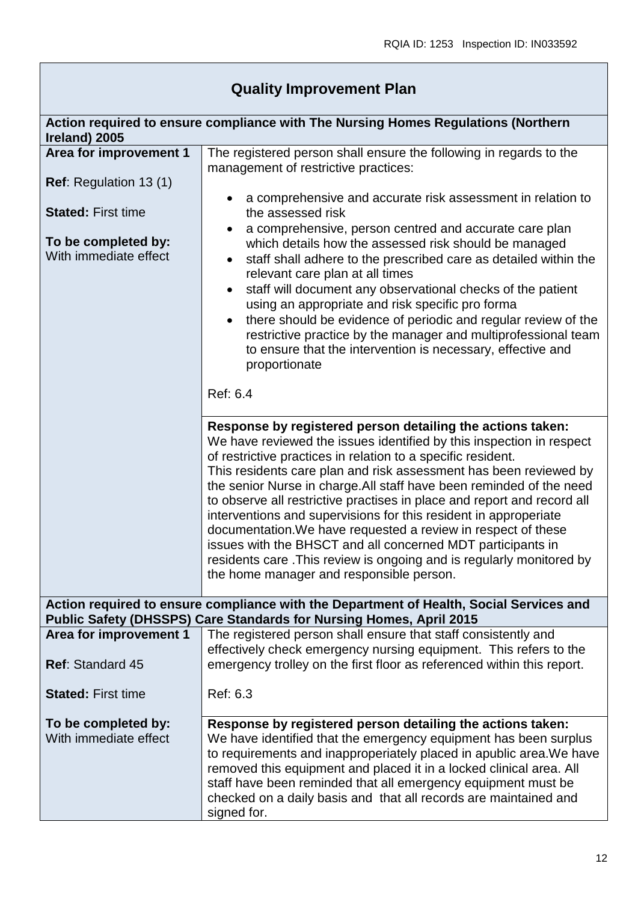## Quality Improvement Plan

| **Action required to ensure compliance with The Nursing Homes Regulations (Northern Ireland) 2005** | |
|---|---|
| **Area for improvement 1**<br><br>**Ref**: Regulation 13 (1)<br><br>**Stated:** First time<br><br>**To be completed by:** With immediate effect | The registered person shall ensure the following in regards to the management of restrictive practices:<br><br>• a comprehensive and accurate risk assessment in relation to the assessed risk<br>• a comprehensive, person centred and accurate care plan which details how the assessed risk should be managed<br>• staff shall adhere to the prescribed care as detailed within the relevant care plan at all times<br>• staff will document any observational checks of the patient using an appropriate and risk specific pro forma<br>• there should be evidence of periodic and regular review of the restrictive practice by the manager and multiprofessional team to ensure that the intervention is necessary, effective and proportionate<br><br>Ref: 6.4 |
| | **Response by registered person detailing the actions taken:**<br>We have reviewed the issues identified by this inspection in respect of restrictive practices in relation to a specific resident.<br>This residents care plan and risk assessment has been reviewed by the senior Nurse in charge.All staff have been reminded of the need to observe all restrictive practises in place and report and record all interventions and supervisions for this resident in approperiate documentation.We have requested a review in respect of these issues with the BHSCT and all concerned MDT participants in residents care .This review is ongoing and is regularly monitored by the home manager and responsible person. |
| **Action required to ensure compliance with the Department of Health, Social Services and Public Safety (DHSSPS) Care Standards for Nursing Homes, April 2015** | |
| **Area for improvement 1**<br><br>**Ref**: Standard 45<br><br>**Stated:** First time<br><br>**To be completed by:** With immediate effect | The registered person shall ensure that staff consistently and effectively check emergency nursing equipment. This refers to the emergency trolley on the first floor as referenced within this report.<br><br>Ref: 6.3 |
| | **Response by registered person detailing the actions taken:**<br>We have identified that the emergency equipment has been surplus to requirements and inapproperiately placed in apublic area.We have removed this equipment and placed it in a locked clinical area. All staff have been reminded that all emergency equipment must be checked on a daily basis and that all records are maintained and signed for. |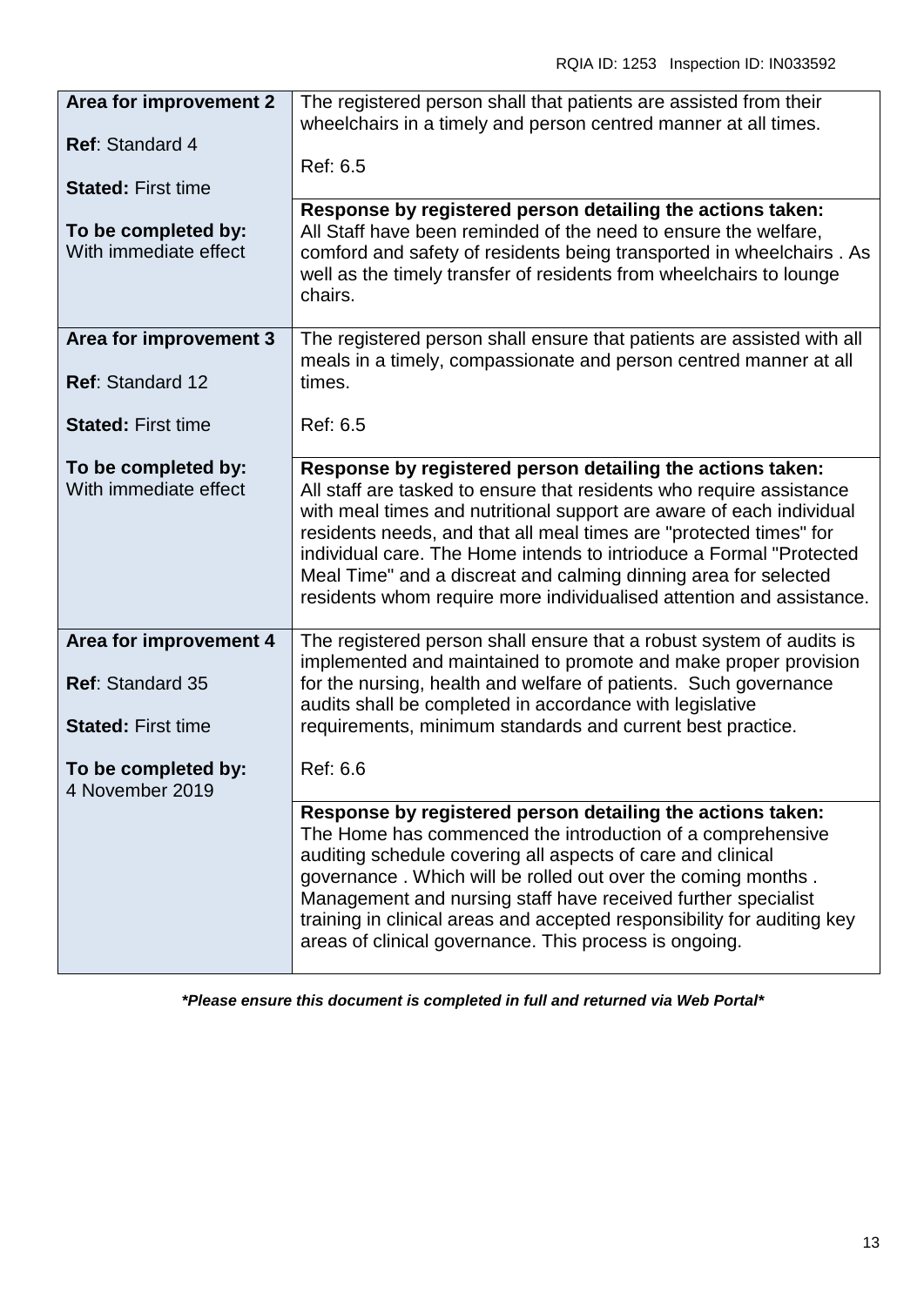| Area for improvement 2<br><br>**Ref**: Standard 4<br><br>**Stated:** First time<br><br>**To be completed by:**<br>With immediate effect | The registered person shall that patients are assisted from their wheelchairs in a timely and person centred manner at all times.<br><br>Ref: 6.5 |
|---|---|
| | **Response by registered person detailing the actions taken:**<br>All Staff have been reminded of the need to ensure the welfare, comford and safety of residents being transported in wheelchairs . As well as the timely transfer of residents from wheelchairs to lounge chairs. |
| **Area for improvement 3**<br><br>**Ref**: Standard 12<br><br>**Stated:** First time<br><br>**To be completed by:**<br>With immediate effect | The registered person shall ensure that patients are assisted with all meals in a timely, compassionate and person centred manner at all times.<br><br>Ref: 6.5 |
| | **Response by registered person detailing the actions taken:**<br>All staff are tasked to ensure that residents who require assistance with meal times and nutritional support are aware of each individual residents needs, and that all meal times are "protected times" for individual care. The Home intends to intrioduce a Formal "Protected Meal Time" and a discreat and calming dinning area for selected residents whom require more individualised attention and assistance. |
| **Area for improvement 4**<br><br>**Ref**: Standard 35<br><br>**Stated:** First time<br><br>**To be completed by:**<br>4 November 2019 | The registered person shall ensure that a robust system of audits is implemented and maintained to promote and make proper provision for the nursing, health and welfare of patients. Such governance audits shall be completed in accordance with legislative requirements, minimum standards and current best practice.<br><br>Ref: 6.6 |
| | **Response by registered person detailing the actions taken:**<br>The Home has commenced the introduction of a comprehensive auditing schedule covering all aspects of care and clinical governance . Which will be rolled out over the coming months . Management and nursing staff have received further specialist training in clinical areas and accepted responsibility for auditing key areas of clinical governance. This process is ongoing. |

***Please ensure this document is completed in full and returned via Web Portal***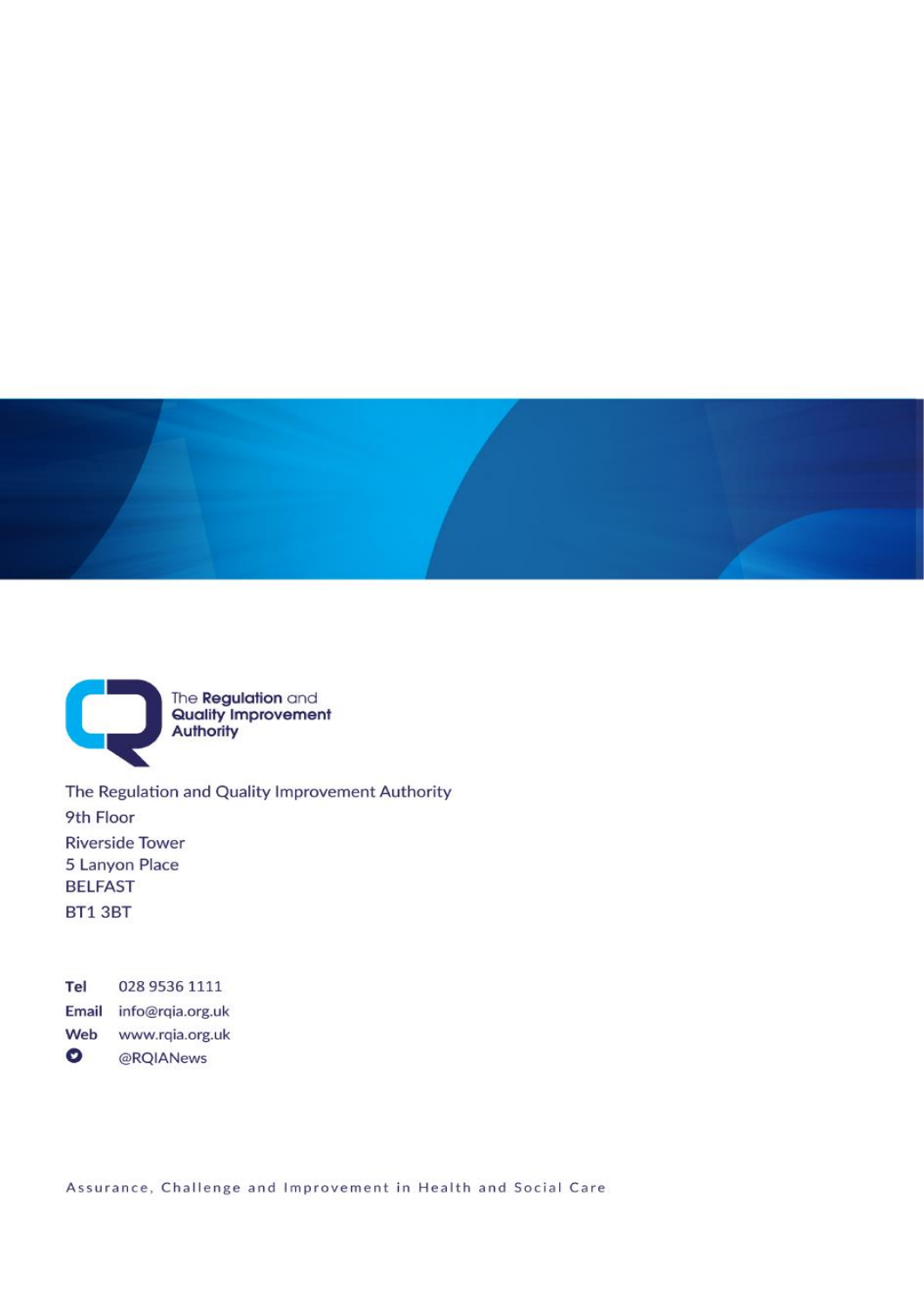The Regulation and Quality Improvement Authority

The Regulation and Quality Improvement Authority
9th Floor
Riverside Tower
5 Lanyon Place
BELFAST
BT1 3BT

| | |
|---|---|
| **Tel** | 028 9536 1111 |
| **Email** | info@rqia.org.uk |
| **Web** | www.rqia.org.uk |
| | @RQIANews |

Assurance, Challenge and Improvement in Health and Social Care